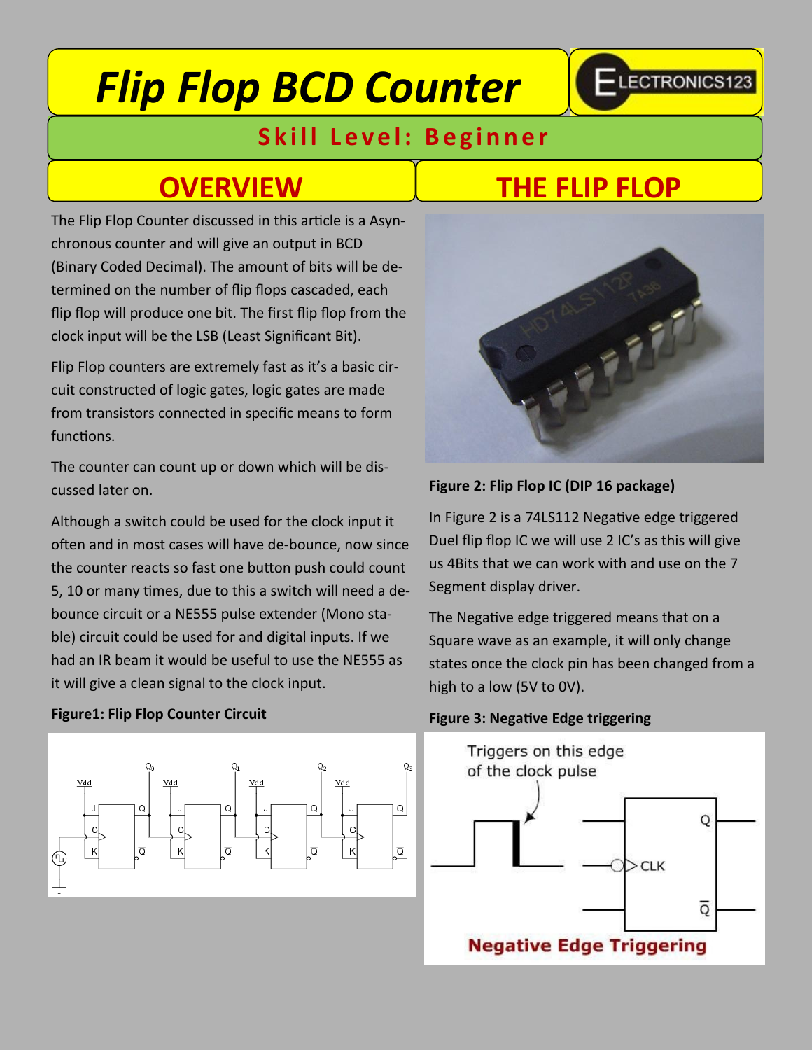# Flip Flop BCD Counter

ELECTRONICS123

## Skill Level: Beginner

## OVERVIEW

The Flip Flop Counter discussed in this article is a Asynchronous counter and will give an output in BCD (Binary Coded Decimal). The amount of bits will be determined on the number of flip flops cascaded, each flip flop will produce one bit. The first flip flop from the clock input will be the LSB (Least Significant Bit).

Flip Flop counters are extremely fast as it's a basic circuit constructed of logic gates, logic gates are made from transistors connected in specific means to form functions.

The counter can count up or down which will be discussed later on.

Although a switch could be used for the clock input it often and in most cases will have de-bounce, now since the counter reacts so fast one button push could count 5, 10 or many times, due to this a switch will need a de-bounce circuit or a NE555 pulse extender (Mono stable) circuit could be used for and digital inputs. If we had an IR beam it would be useful to use the NE555 as it will give a clean signal to the clock input.

**Figure1: Flip Flop Counter Circuit**

## THE FLIP FLOP

**Figure 2: Flip Flop IC (DIP 16 package)**

In Figure 2 is a 74LS112 Negative edge triggered Duel flip flop IC we will use 2 IC's as this will give us 4Bits that we can work with and use on the 7 Segment display driver.

The Negative edge triggered means that on a Square wave as an example, it will only change states once the clock pin has been changed from a high to a low (5V to 0V).

**Figure 3: Negative Edge triggering**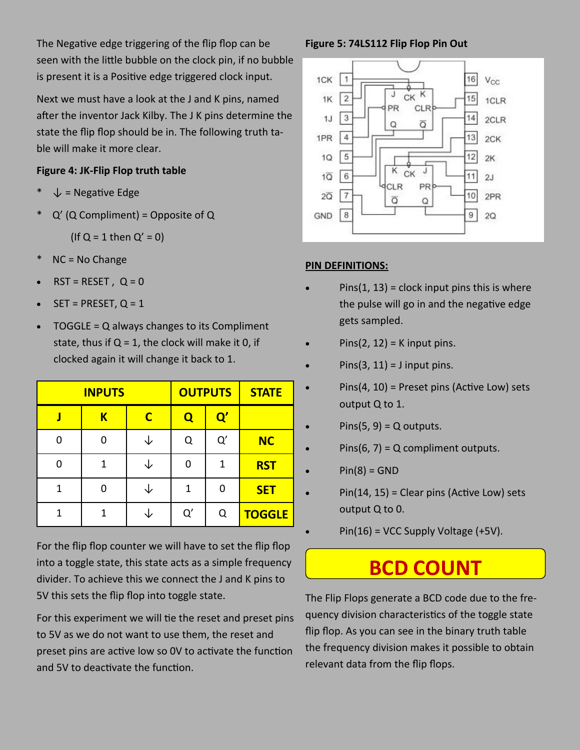The Negative edge triggering of the flip flop can be seen with the little bubble on the clock pin, if no bubble is present it is a Positive edge triggered clock input.

Next we must have a look at the J and K pins, named after the inventor Jack Kilby. The J K pins determine the state the flip flop should be in. The following truth table will make it more clear.

**Figure 4: JK-Flip Flop truth table**

- * ↓ = Negative Edge
- * Q' (Q Compliment) = Opposite of Q

  (If Q = 1 then Q' = 0)
- * NC = No Change
- RST = RESET , Q = 0
- SET = PRESET, Q = 1
- TOGGLE = Q always changes to its Compliment state, thus if Q = 1, the clock will make it 0, if clocked again it will change it back to 1.

| INPUTS | | | OUTPUTS | | STATE |
|---|---|---|---|---|---|
| J | K | C | Q | Q' | |
| 0 | 0 | ↓ | Q | Q' | NC |
| 0 | 1 | ↓ | 0 | 1 | RST |
| 1 | 0 | ↓ | 1 | 0 | SET |
| 1 | 1 | ↓ | Q' | Q | TOGGLE |

For the flip flop counter we will have to set the flip flop into a toggle state, this state acts as a simple frequency divider. To achieve this we connect the J and K pins to 5V this sets the flip flop into toggle state.

For this experiment we will tie the reset and preset pins to 5V as we do not want to use them, the reset and preset pins are active low so 0V to activate the function and 5V to deactivate the function.

**Figure 5: 74LS112 Flip Flop Pin Out**

| Pin | Name | Pin | Name |
|---|---|---|---|
| 1 | 1CK | 16 | $V_{CC}$ |
| 2 | 1K | 15 | 1CLR |
| 3 | 1J | 14 | 2CLR |
| 4 | 1PR | 13 | 2CK |
| 5 | 1Q | 12 | 2K |
| 6 | 1$\overline{Q}$ | 11 | 2J |
| 7 | 2$\overline{Q}$ | 10 | 2PR |
| 8 | GND | 9 | 2Q |

**PIN DEFINITIONS:**

- Pins(1, 13) = clock input pins this is where the pulse will go in and the negative edge gets sampled.
- Pins(2, 12) = K input pins.
- Pins(3, 11) = J input pins.
- Pins(4, 10) = Preset pins (Active Low) sets output Q to 1.
- Pins(5, 9) = Q outputs.
- Pins(6, 7) = Q compliment outputs.
- Pin(8) = GND
- Pin(14, 15) = Clear pins (Active Low) sets output Q to 0.
- Pin(16) = VCC Supply Voltage (+5V).

## BCD COUNT

The Flip Flops generate a BCD code due to the frequency division characteristics of the toggle state flip flop. As you can see in the binary truth table the frequency division makes it possible to obtain relevant data from the flip flops.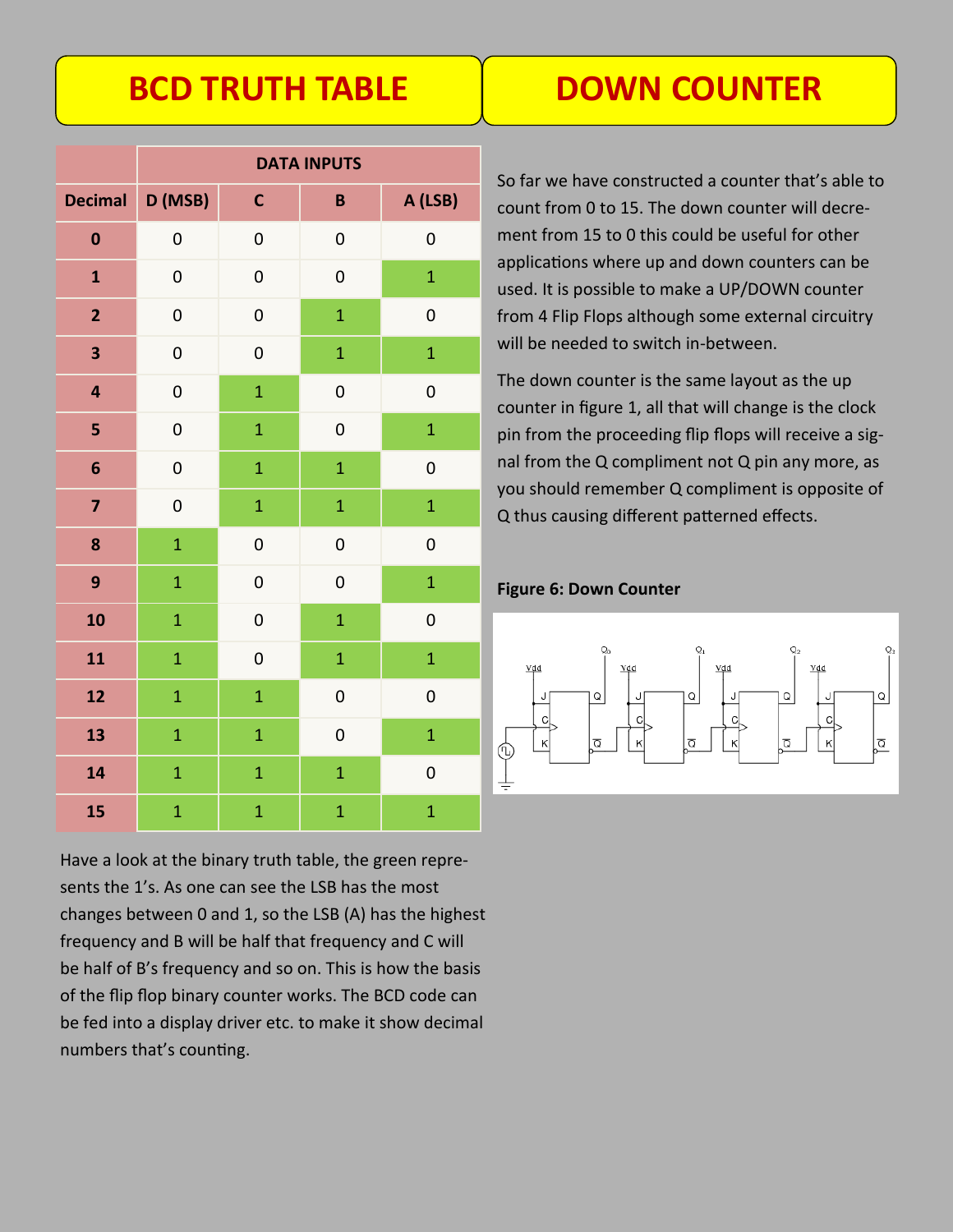# BCD TRUTH TABLE

| | DATA INPUTS | | | |
|---|---|---|---|---|
| **Decimal** | **D (MSB)** | **C** | **B** | **A (LSB)** |
| **0** | 0 | 0 | 0 | 0 |
| **1** | 0 | 0 | 0 | 1 |
| **2** | 0 | 0 | 1 | 0 |
| **3** | 0 | 0 | 1 | 1 |
| **4** | 0 | 1 | 0 | 0 |
| **5** | 0 | 1 | 0 | 1 |
| **6** | 0 | 1 | 1 | 0 |
| **7** | 0 | 1 | 1 | 1 |
| **8** | 1 | 0 | 0 | 0 |
| **9** | 1 | 0 | 0 | 1 |
| **10** | 1 | 0 | 1 | 0 |
| **11** | 1 | 0 | 1 | 1 |
| **12** | 1 | 1 | 0 | 0 |
| **13** | 1 | 1 | 0 | 1 |
| **14** | 1 | 1 | 1 | 0 |
| **15** | 1 | 1 | 1 | 1 |

Have a look at the binary truth table, the green represents the 1's. As one can see the LSB has the most changes between 0 and 1, so the LSB (A) has the highest frequency and B will be half that frequency and C will be half of B's frequency and so on. This is how the basis of the flip flop binary counter works. The BCD code can be fed into a display driver etc. to make it show decimal numbers that's counting.

# DOWN COUNTER

So far we have constructed a counter that's able to count from 0 to 15. The down counter will decrement from 15 to 0 this could be useful for other applications where up and down counters can be used. It is possible to make a UP/DOWN counter from 4 Flip Flops although some external circuitry will be needed to switch in-between.

The down counter is the same layout as the up counter in figure 1, all that will change is the clock pin from the proceeding flip flops will receive a signal from the Q compliment not Q pin any more, as you should remember Q compliment is opposite of Q thus causing different patterned effects.

**Figure 6: Down Counter**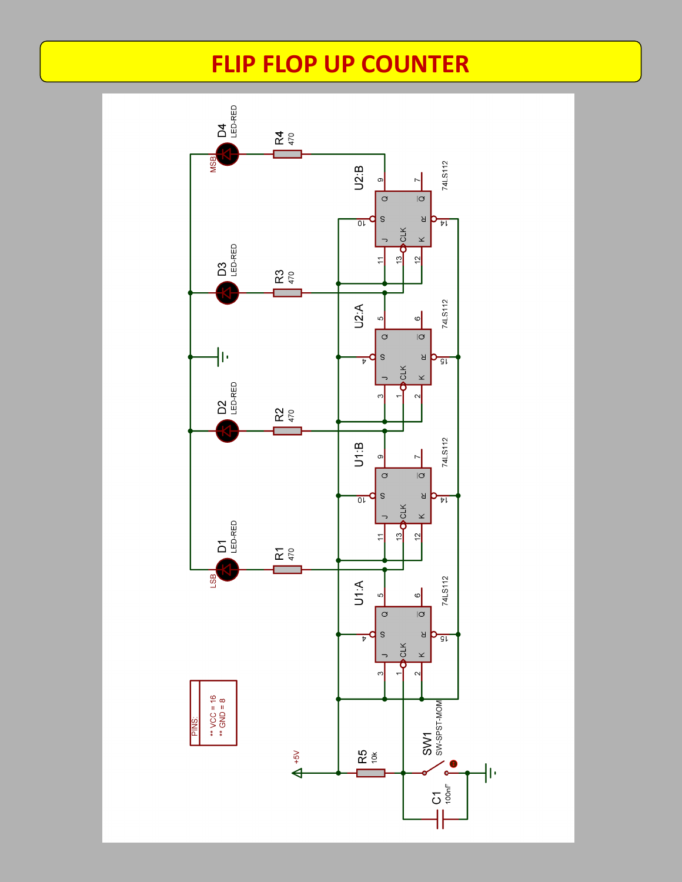# FLIP FLOP UP COUNTER

D4 LED-RED MSB

R4 470

U2:B 74LS112

D3 LED-RED

R3 470

U2:A 74LS112

D2 LED-RED

R2 470

U1:B 74LS112

D1 LED-RED LSB

R1 470

U1:A 74LS112

PINS:
** VCC = 16
** GND = 8

+5V

R5 10k

SW1 SW-SPST-MOM

C1 100nF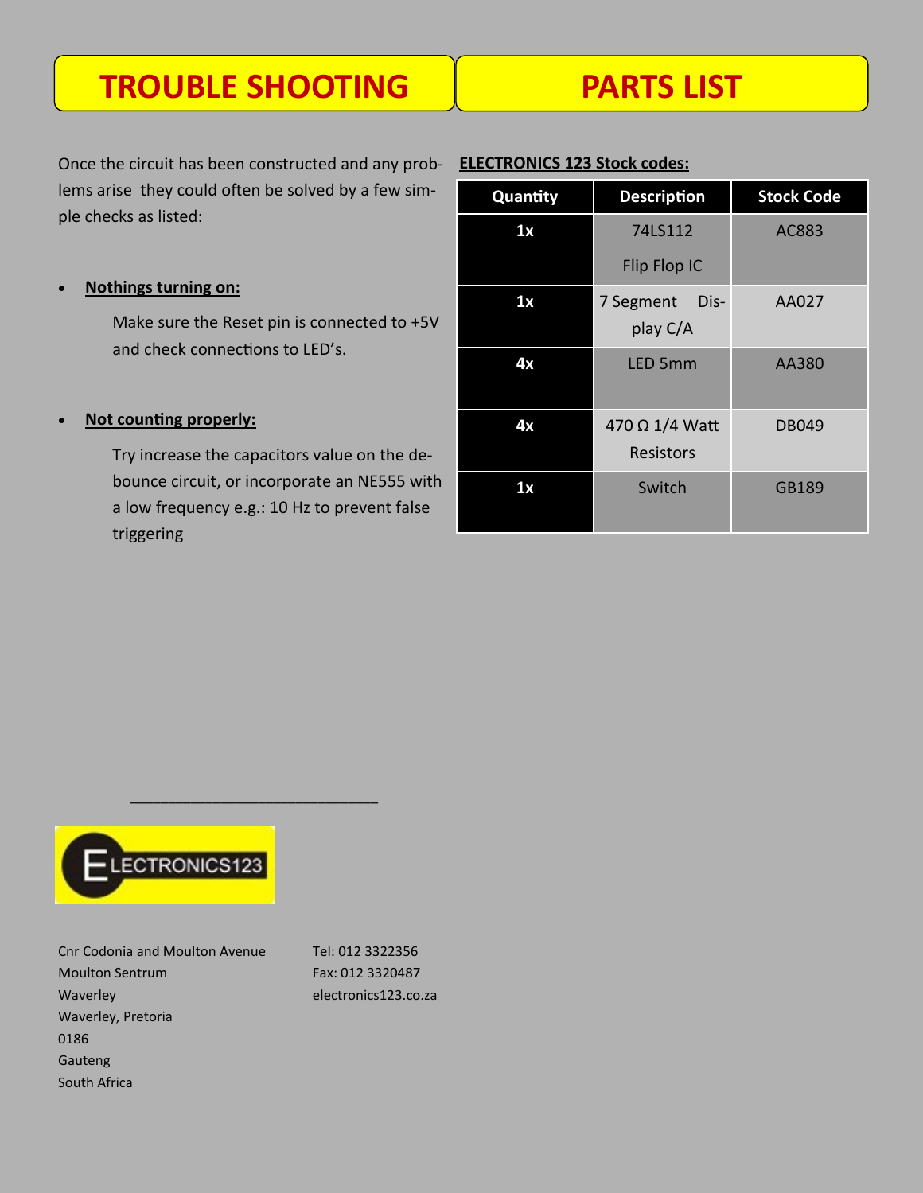# TROUBLE SHOOTING

Once the circuit has been constructed and any problems arise they could often be solved by a few simple checks as listed:

- **Nothings turning on:**

  Make sure the Reset pin is connected to +5V and check connections to LED's.

- **Not counting properly:**

  Try increase the capacitors value on the debounce circuit, or incorporate an NE555 with a low frequency e.g.: 10 Hz to prevent false triggering

# PARTS LIST

**ELECTRONICS 123 Stock codes:**

| Quantity | Description | Stock Code |
|---|---|---|
| 1x | 74LS112 Flip Flop IC | AC883 |
| 1x | 7 Segment Display C/A | AA027 |
| 4x | LED 5mm | AA380 |
| 4x | 470 Ω 1/4 Watt Resistors | DB049 |
| 1x | Switch | GB189 |

ELECTRONICS123

Cnr Codonia and Moulton Avenue
Moulton Sentrum
Waverley
Waverley, Pretoria
0186
Gauteng
South Africa

Tel: 012 3322356
Fax: 012 3320487
electronics123.co.za